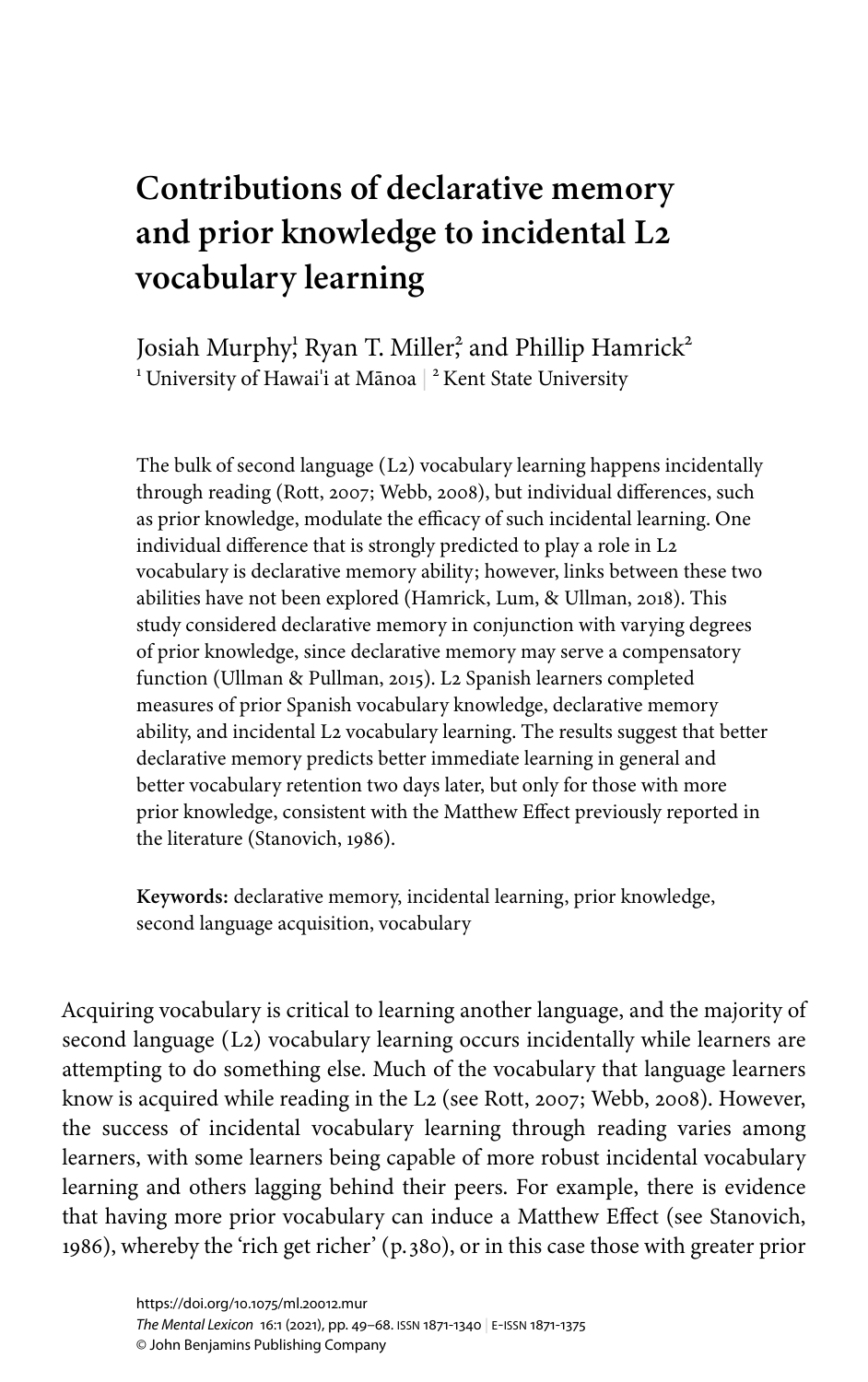# Contributions of declarative memory and prior knowledge to incidental L2 vocabulary learning

Josiah Murphy[1], Ryan T. Miller[2], and Phillip Hamrick[2]
[1] University of Hawai'i at Mānoa | [2] Kent State University

The bulk of second language (L2) vocabulary learning happens incidentally through reading (Rott, 2007; Webb, 2008), but individual differences, such as prior knowledge, modulate the efficacy of such incidental learning. One individual difference that is strongly predicted to play a role in L2 vocabulary is declarative memory ability; however, links between these two abilities have not been explored (Hamrick, Lum, & Ullman, 2018). This study considered declarative memory in conjunction with varying degrees of prior knowledge, since declarative memory may serve a compensatory function (Ullman & Pullman, 2015). L2 Spanish learners completed measures of prior Spanish vocabulary knowledge, declarative memory ability, and incidental L2 vocabulary learning. The results suggest that better declarative memory predicts better immediate learning in general and better vocabulary retention two days later, but only for those with more prior knowledge, consistent with the Matthew Effect previously reported in the literature (Stanovich, 1986).

**Keywords:** declarative memory, incidental learning, prior knowledge, second language acquisition, vocabulary

Acquiring vocabulary is critical to learning another language, and the majority of second language (L2) vocabulary learning occurs incidentally while learners are attempting to do something else. Much of the vocabulary that language learners know is acquired while reading in the L2 (see Rott, 2007; Webb, 2008). However, the success of incidental vocabulary learning through reading varies among learners, with some learners being capable of more robust incidental vocabulary learning and others lagging behind their peers. For example, there is evidence that having more prior vocabulary can induce a Matthew Effect (see Stanovich, 1986), whereby the 'rich get richer' (p. 380), or in this case those with greater prior

https://doi.org/10.1075/ml.20012.mur
*The Mental Lexicon* 16:1 (2021), pp. 49–68. ISSN 1871-1340 | E-ISSN 1871-1375
© John Benjamins Publishing Company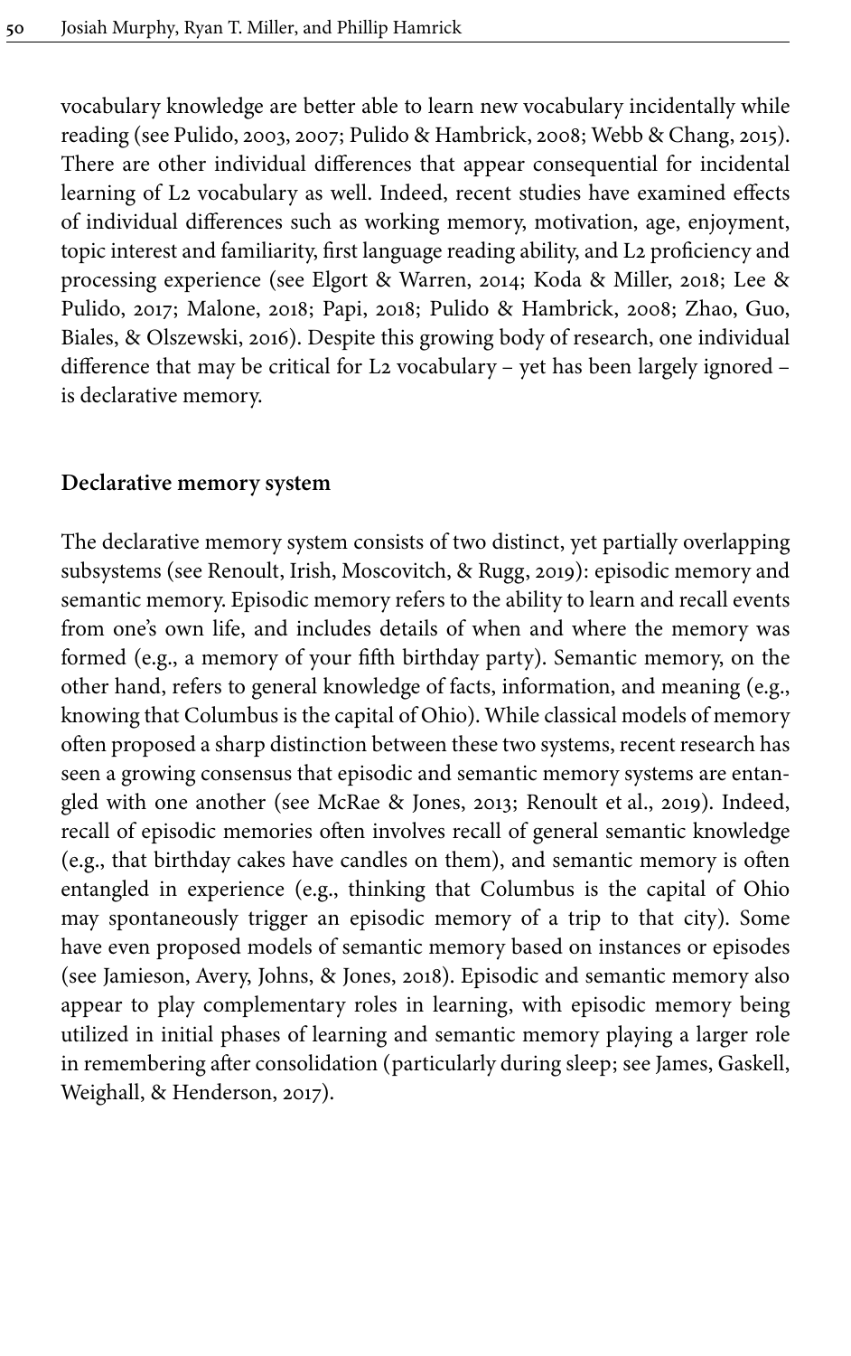vocabulary knowledge are better able to learn new vocabulary incidentally while reading (see Pulido, 2003, 2007; Pulido & Hambrick, 2008; Webb & Chang, 2015). There are other individual differences that appear consequential for incidental learning of L2 vocabulary as well. Indeed, recent studies have examined effects of individual differences such as working memory, motivation, age, enjoyment, topic interest and familiarity, first language reading ability, and L2 proficiency and processing experience (see Elgort & Warren, 2014; Koda & Miller, 2018; Lee & Pulido, 2017; Malone, 2018; Papi, 2018; Pulido & Hambrick, 2008; Zhao, Guo, Biales, & Olszewski, 2016). Despite this growing body of research, one individual difference that may be critical for L2 vocabulary – yet has been largely ignored – is declarative memory.

## Declarative memory system

The declarative memory system consists of two distinct, yet partially overlapping subsystems (see Renoult, Irish, Moscovitch, & Rugg, 2019): episodic memory and semantic memory. Episodic memory refers to the ability to learn and recall events from one's own life, and includes details of when and where the memory was formed (e.g., a memory of your fifth birthday party). Semantic memory, on the other hand, refers to general knowledge of facts, information, and meaning (e.g., knowing that Columbus is the capital of Ohio). While classical models of memory often proposed a sharp distinction between these two systems, recent research has seen a growing consensus that episodic and semantic memory systems are entangled with one another (see McRae & Jones, 2013; Renoult et al., 2019). Indeed, recall of episodic memories often involves recall of general semantic knowledge (e.g., that birthday cakes have candles on them), and semantic memory is often entangled in experience (e.g., thinking that Columbus is the capital of Ohio may spontaneously trigger an episodic memory of a trip to that city). Some have even proposed models of semantic memory based on instances or episodes (see Jamieson, Avery, Johns, & Jones, 2018). Episodic and semantic memory also appear to play complementary roles in learning, with episodic memory being utilized in initial phases of learning and semantic memory playing a larger role in remembering after consolidation (particularly during sleep; see James, Gaskell, Weighall, & Henderson, 2017).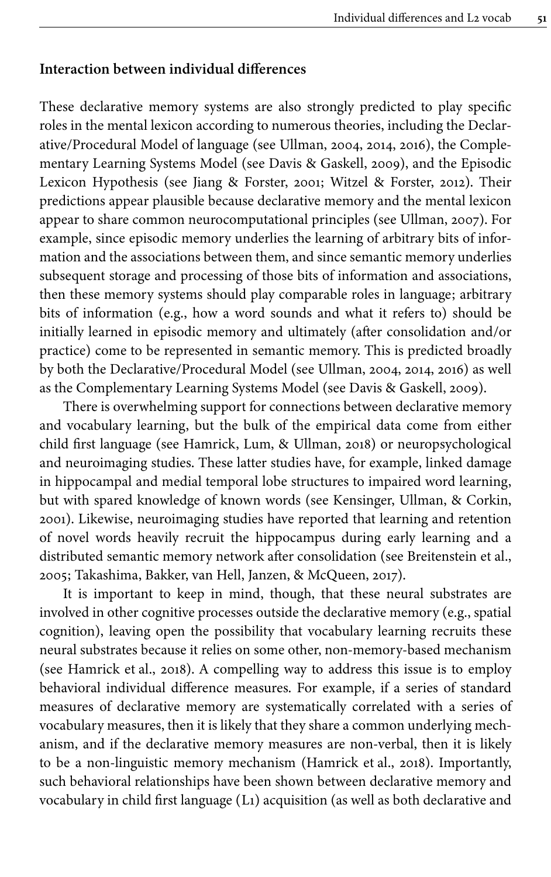### Interaction between individual differences

These declarative memory systems are also strongly predicted to play specific roles in the mental lexicon according to numerous theories, including the Declarative/Procedural Model of language (see Ullman, 2004, 2014, 2016), the Complementary Learning Systems Model (see Davis & Gaskell, 2009), and the Episodic Lexicon Hypothesis (see Jiang & Forster, 2001; Witzel & Forster, 2012). Their predictions appear plausible because declarative memory and the mental lexicon appear to share common neurocomputational principles (see Ullman, 2007). For example, since episodic memory underlies the learning of arbitrary bits of information and the associations between them, and since semantic memory underlies subsequent storage and processing of those bits of information and associations, then these memory systems should play comparable roles in language; arbitrary bits of information (e.g., how a word sounds and what it refers to) should be initially learned in episodic memory and ultimately (after consolidation and/or practice) come to be represented in semantic memory. This is predicted broadly by both the Declarative/Procedural Model (see Ullman, 2004, 2014, 2016) as well as the Complementary Learning Systems Model (see Davis & Gaskell, 2009).

There is overwhelming support for connections between declarative memory and vocabulary learning, but the bulk of the empirical data come from either child first language (see Hamrick, Lum, & Ullman, 2018) or neuropsychological and neuroimaging studies. These latter studies have, for example, linked damage in hippocampal and medial temporal lobe structures to impaired word learning, but with spared knowledge of known words (see Kensinger, Ullman, & Corkin, 2001). Likewise, neuroimaging studies have reported that learning and retention of novel words heavily recruit the hippocampus during early learning and a distributed semantic memory network after consolidation (see Breitenstein et al., 2005; Takashima, Bakker, van Hell, Janzen, & McQueen, 2017).

It is important to keep in mind, though, that these neural substrates are involved in other cognitive processes outside the declarative memory (e.g., spatial cognition), leaving open the possibility that vocabulary learning recruits these neural substrates because it relies on some other, non-memory-based mechanism (see Hamrick et al., 2018). A compelling way to address this issue is to employ behavioral individual difference measures. For example, if a series of standard measures of declarative memory are systematically correlated with a series of vocabulary measures, then it is likely that they share a common underlying mechanism, and if the declarative memory measures are non-verbal, then it is likely to be a non-linguistic memory mechanism (Hamrick et al., 2018). Importantly, such behavioral relationships have been shown between declarative memory and vocabulary in child first language (L1) acquisition (as well as both declarative and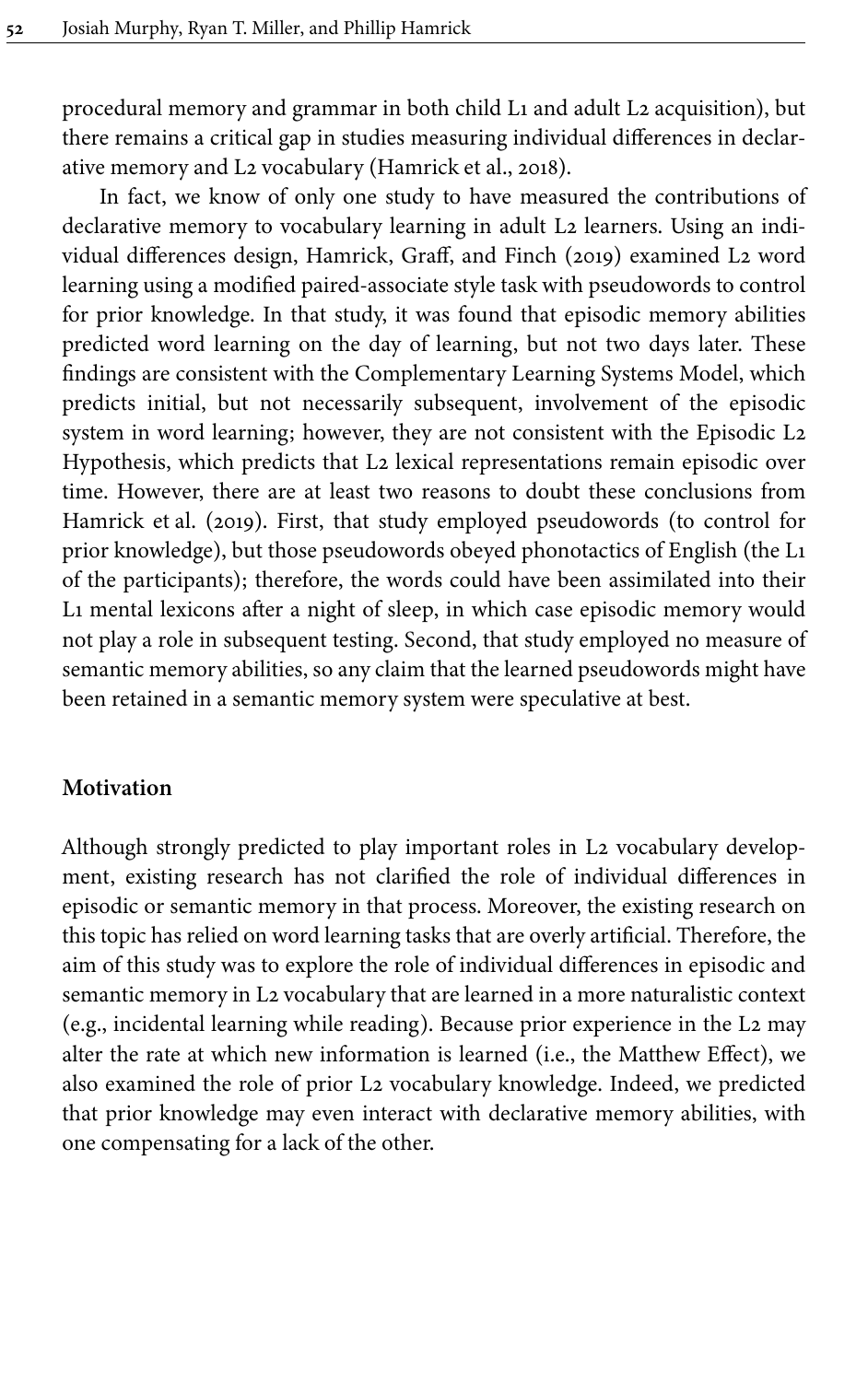procedural memory and grammar in both child L1 and adult L2 acquisition), but there remains a critical gap in studies measuring individual differences in declarative memory and L2 vocabulary (Hamrick et al., 2018).

In fact, we know of only one study to have measured the contributions of declarative memory to vocabulary learning in adult L2 learners. Using an individual differences design, Hamrick, Graff, and Finch (2019) examined L2 word learning using a modified paired-associate style task with pseudowords to control for prior knowledge. In that study, it was found that episodic memory abilities predicted word learning on the day of learning, but not two days later. These findings are consistent with the Complementary Learning Systems Model, which predicts initial, but not necessarily subsequent, involvement of the episodic system in word learning; however, they are not consistent with the Episodic L2 Hypothesis, which predicts that L2 lexical representations remain episodic over time. However, there are at least two reasons to doubt these conclusions from Hamrick et al. (2019). First, that study employed pseudowords (to control for prior knowledge), but those pseudowords obeyed phonotactics of English (the L1 of the participants); therefore, the words could have been assimilated into their L1 mental lexicons after a night of sleep, in which case episodic memory would not play a role in subsequent testing. Second, that study employed no measure of semantic memory abilities, so any claim that the learned pseudowords might have been retained in a semantic memory system were speculative at best.

## Motivation

Although strongly predicted to play important roles in L2 vocabulary development, existing research has not clarified the role of individual differences in episodic or semantic memory in that process. Moreover, the existing research on this topic has relied on word learning tasks that are overly artificial. Therefore, the aim of this study was to explore the role of individual differences in episodic and semantic memory in L2 vocabulary that are learned in a more naturalistic context (e.g., incidental learning while reading). Because prior experience in the L2 may alter the rate at which new information is learned (i.e., the Matthew Effect), we also examined the role of prior L2 vocabulary knowledge. Indeed, we predicted that prior knowledge may even interact with declarative memory abilities, with one compensating for a lack of the other.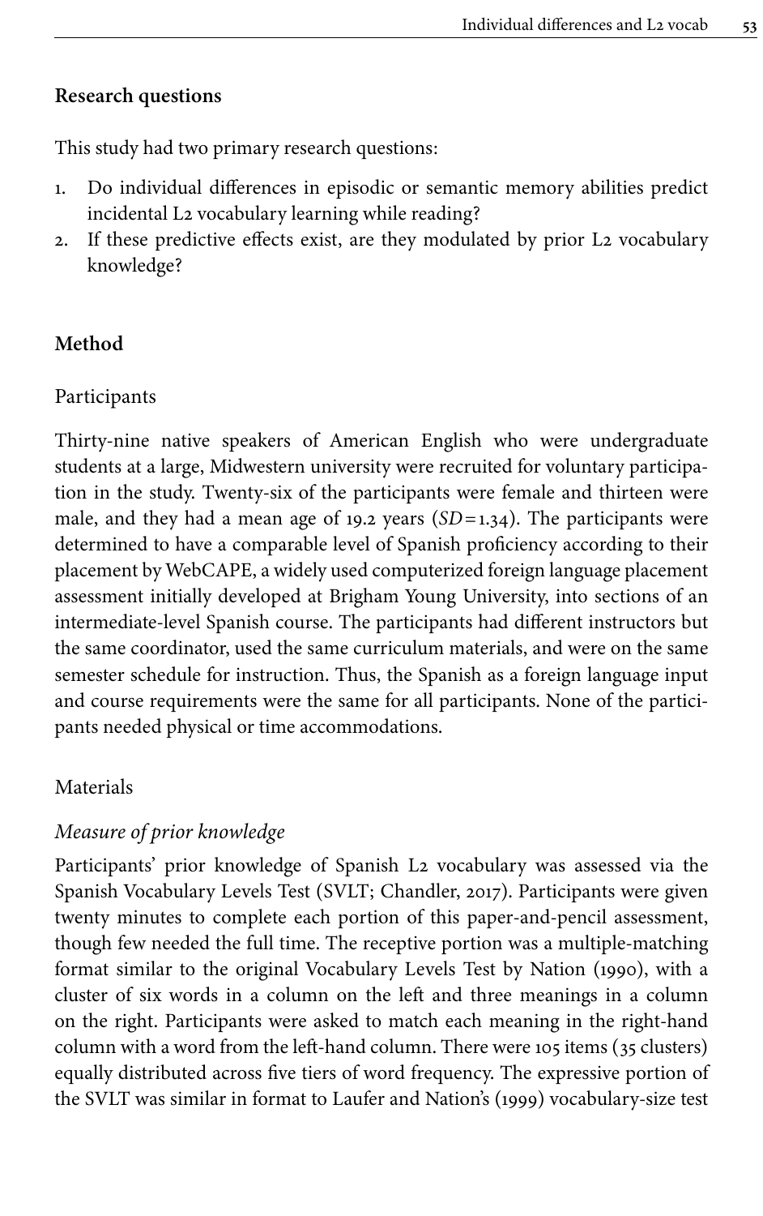## Research questions

This study had two primary research questions:

1. Do individual differences in episodic or semantic memory abilities predict incidental L2 vocabulary learning while reading?
2. If these predictive effects exist, are they modulated by prior L2 vocabulary knowledge?

## Method

### Participants

Thirty-nine native speakers of American English who were undergraduate students at a large, Midwestern university were recruited for voluntary participation in the study. Twenty-six of the participants were female and thirteen were male, and they had a mean age of 19.2 years ($SD = 1.34$). The participants were determined to have a comparable level of Spanish proficiency according to their placement by WebCAPE, a widely used computerized foreign language placement assessment initially developed at Brigham Young University, into sections of an intermediate-level Spanish course. The participants had different instructors but the same coordinator, used the same curriculum materials, and were on the same semester schedule for instruction. Thus, the Spanish as a foreign language input and course requirements were the same for all participants. None of the participants needed physical or time accommodations.

### Materials

#### *Measure of prior knowledge*

Participants' prior knowledge of Spanish L2 vocabulary was assessed via the Spanish Vocabulary Levels Test (SVLT; Chandler, 2017). Participants were given twenty minutes to complete each portion of this paper-and-pencil assessment, though few needed the full time. The receptive portion was a multiple-matching format similar to the original Vocabulary Levels Test by Nation (1990), with a cluster of six words in a column on the left and three meanings in a column on the right. Participants were asked to match each meaning in the right-hand column with a word from the left-hand column. There were 105 items (35 clusters) equally distributed across five tiers of word frequency. The expressive portion of the SVLT was similar in format to Laufer and Nation's (1999) vocabulary-size test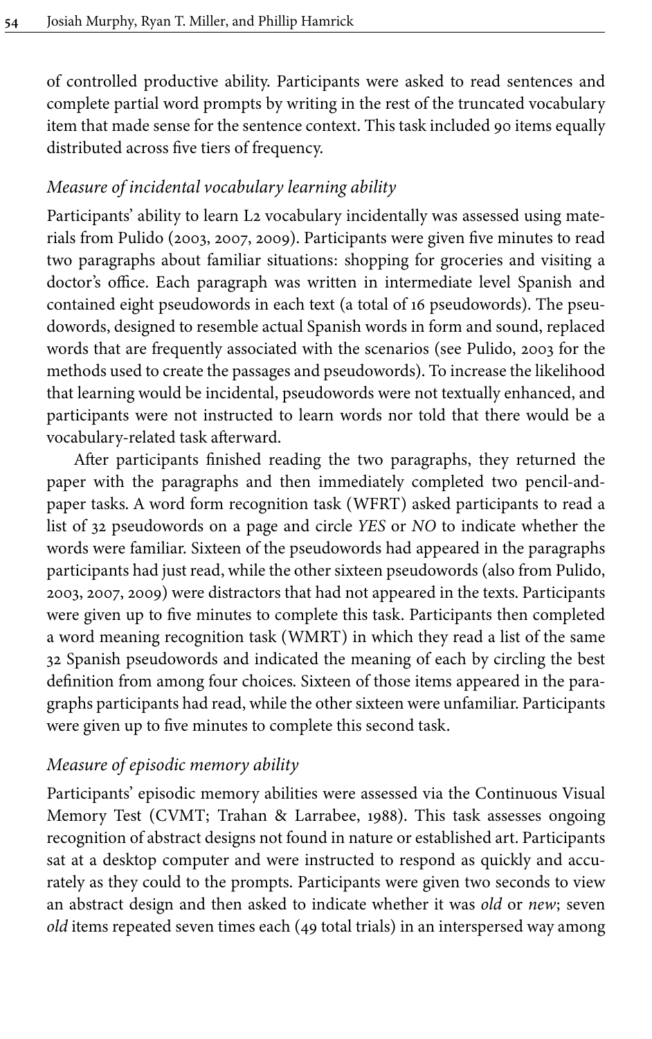of controlled productive ability. Participants were asked to read sentences and complete partial word prompts by writing in the rest of the truncated vocabulary item that made sense for the sentence context. This task included 90 items equally distributed across five tiers of frequency.

### *Measure of incidental vocabulary learning ability*

Participants' ability to learn L2 vocabulary incidentally was assessed using materials from Pulido (2003, 2007, 2009). Participants were given five minutes to read two paragraphs about familiar situations: shopping for groceries and visiting a doctor's office. Each paragraph was written in intermediate level Spanish and contained eight pseudowords in each text (a total of 16 pseudowords). The pseudowords, designed to resemble actual Spanish words in form and sound, replaced words that are frequently associated with the scenarios (see Pulido, 2003 for the methods used to create the passages and pseudowords). To increase the likelihood that learning would be incidental, pseudowords were not textually enhanced, and participants were not instructed to learn words nor told that there would be a vocabulary-related task afterward.

After participants finished reading the two paragraphs, they returned the paper with the paragraphs and then immediately completed two pencil-and-paper tasks. A word form recognition task (WFRT) asked participants to read a list of 32 pseudowords on a page and circle *YES* or *NO* to indicate whether the words were familiar. Sixteen of the pseudowords had appeared in the paragraphs participants had just read, while the other sixteen pseudowords (also from Pulido, 2003, 2007, 2009) were distractors that had not appeared in the texts. Participants were given up to five minutes to complete this task. Participants then completed a word meaning recognition task (WMRT) in which they read a list of the same 32 Spanish pseudowords and indicated the meaning of each by circling the best definition from among four choices. Sixteen of those items appeared in the paragraphs participants had read, while the other sixteen were unfamiliar. Participants were given up to five minutes to complete this second task.

### *Measure of episodic memory ability*

Participants' episodic memory abilities were assessed via the Continuous Visual Memory Test (CVMT; Trahan & Larrabee, 1988). This task assesses ongoing recognition of abstract designs not found in nature or established art. Participants sat at a desktop computer and were instructed to respond as quickly and accurately as they could to the prompts. Participants were given two seconds to view an abstract design and then asked to indicate whether it was *old* or *new*; seven *old* items repeated seven times each (49 total trials) in an interspersed way among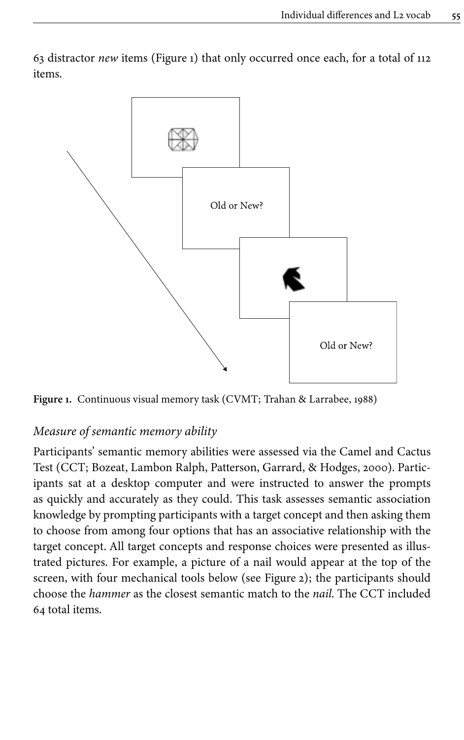63 distractor *new* items (Figure 1) that only occurred once each, for a total of 112 items.

Old or New?

Old or New?

**Figure 1.** Continuous visual memory task (CVMT; Trahan & Larrabee, 1988)

### *Measure of semantic memory ability*

Participants' semantic memory abilities were assessed via the Camel and Cactus Test (CCT; Bozeat, Lambon Ralph, Patterson, Garrard, & Hodges, 2000). Participants sat at a desktop computer and were instructed to answer the prompts as quickly and accurately as they could. This task assesses semantic association knowledge by prompting participants with a target concept and then asking them to choose from among four options that has an associative relationship with the target concept. All target concepts and response choices were presented as illustrated pictures. For example, a picture of a nail would appear at the top of the screen, with four mechanical tools below (see Figure 2); the participants should choose the *hammer* as the closest semantic match to the *nail*. The CCT included 64 total items.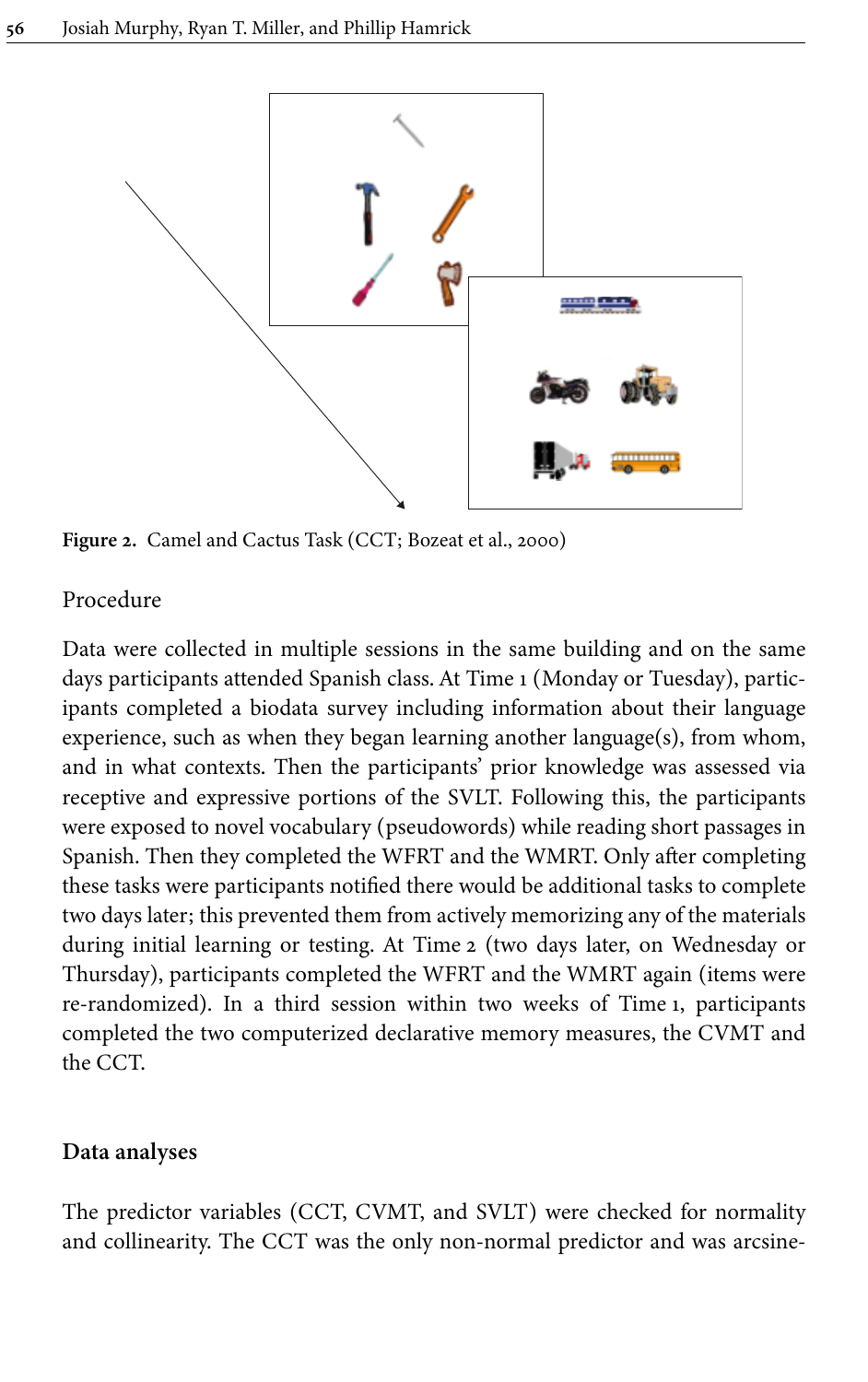Figure 2. Camel and Cactus Task (CCT; Bozeat et al., 2000)

### Procedure

Data were collected in multiple sessions in the same building and on the same days participants attended Spanish class. At Time 1 (Monday or Tuesday), participants completed a biodata survey including information about their language experience, such as when they began learning another language(s), from whom, and in what contexts. Then the participants' prior knowledge was assessed via receptive and expressive portions of the SVLT. Following this, the participants were exposed to novel vocabulary (pseudowords) while reading short passages in Spanish. Then they completed the WFRT and the WMRT. Only after completing these tasks were participants notified there would be additional tasks to complete two days later; this prevented them from actively memorizing any of the materials during initial learning or testing. At Time 2 (two days later, on Wednesday or Thursday), participants completed the WFRT and the WMRT again (items were re-randomized). In a third session within two weeks of Time 1, participants completed the two computerized declarative memory measures, the CVMT and the CCT.

## Data analyses

The predictor variables (CCT, CVMT, and SVLT) were checked for normality and collinearity. The CCT was the only non-normal predictor and was arcsine-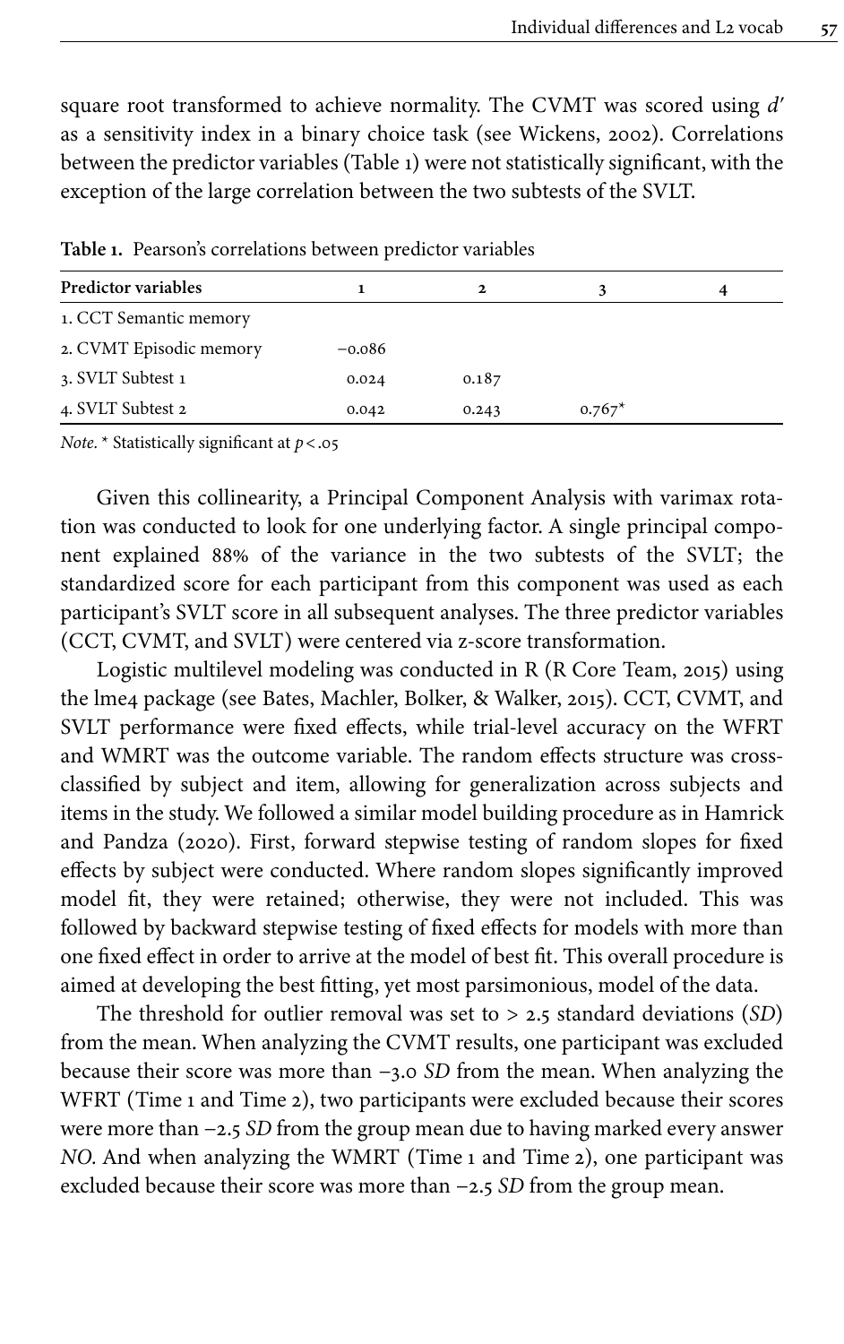square root transformed to achieve normality. The CVMT was scored using *d′* as a sensitivity index in a binary choice task (see Wickens, 2002). Correlations between the predictor variables (Table 1) were not statistically significant, with the exception of the large correlation between the two subtests of the SVLT.

**Table 1.** Pearson's correlations between predictor variables

| Predictor variables | 1 | 2 | 3 | 4 |
|---|---|---|---|---|
| 1. CCT Semantic memory | | | | |
| 2. CVMT Episodic memory | −0.086 | | | |
| 3. SVLT Subtest 1 | 0.024 | 0.187 | | |
| 4. SVLT Subtest 2 | 0.042 | 0.243 | 0.767* | |

*Note.* * Statistically significant at $p < .05$

Given this collinearity, a Principal Component Analysis with varimax rotation was conducted to look for one underlying factor. A single principal component explained 88% of the variance in the two subtests of the SVLT; the standardized score for each participant from this component was used as each participant's SVLT score in all subsequent analyses. The three predictor variables (CCT, CVMT, and SVLT) were centered via z-score transformation.

Logistic multilevel modeling was conducted in R (R Core Team, 2015) using the lme4 package (see Bates, Machler, Bolker, & Walker, 2015). CCT, CVMT, and SVLT performance were fixed effects, while trial-level accuracy on the WFRT and WMRT was the outcome variable. The random effects structure was cross-classified by subject and item, allowing for generalization across subjects and items in the study. We followed a similar model building procedure as in Hamrick and Pandza (2020). First, forward stepwise testing of random slopes for fixed effects by subject were conducted. Where random slopes significantly improved model fit, they were retained; otherwise, they were not included. This was followed by backward stepwise testing of fixed effects for models with more than one fixed effect in order to arrive at the model of best fit. This overall procedure is aimed at developing the best fitting, yet most parsimonious, model of the data.

The threshold for outlier removal was set to > 2.5 standard deviations (*SD*) from the mean. When analyzing the CVMT results, one participant was excluded because their score was more than −3.0 *SD* from the mean. When analyzing the WFRT (Time 1 and Time 2), two participants were excluded because their scores were more than −2.5 *SD* from the group mean due to having marked every answer *NO*. And when analyzing the WMRT (Time 1 and Time 2), one participant was excluded because their score was more than −2.5 *SD* from the group mean.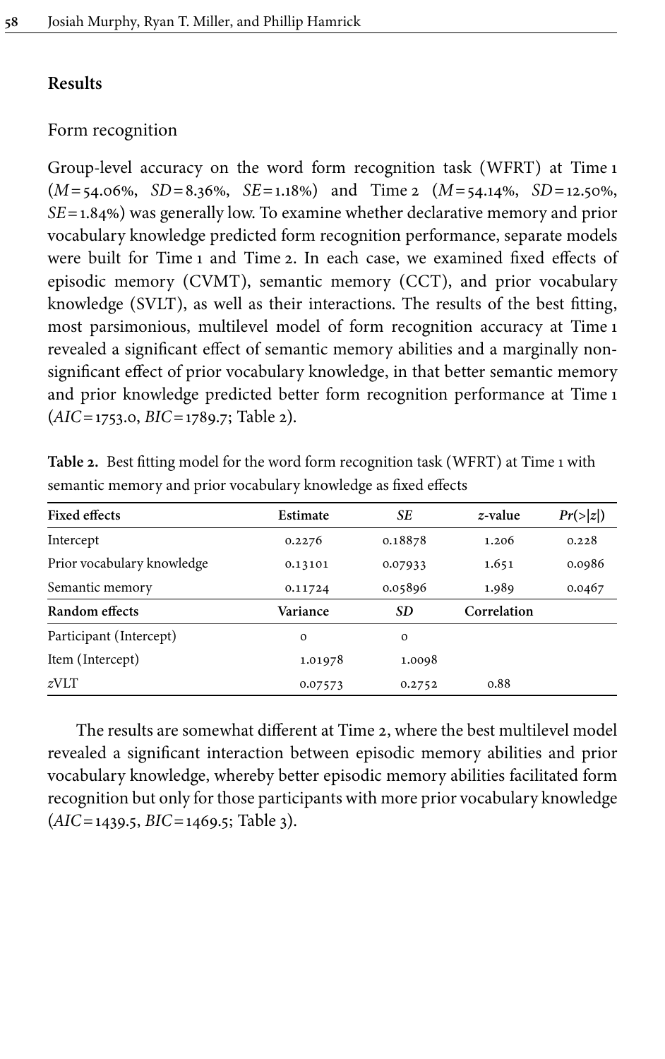## Results

### Form recognition

Group-level accuracy on the word form recognition task (WFRT) at Time 1 ($M$ = 54.06%, $SD$ = 8.36%, $SE$ = 1.18%) and Time 2 ($M$ = 54.14%, $SD$ = 12.50%, $SE$ = 1.84%) was generally low. To examine whether declarative memory and prior vocabulary knowledge predicted form recognition performance, separate models were built for Time 1 and Time 2. In each case, we examined fixed effects of episodic memory (CVMT), semantic memory (CCT), and prior vocabulary knowledge (SVLT), as well as their interactions. The results of the best fitting, most parsimonious, multilevel model of form recognition accuracy at Time 1 revealed a significant effect of semantic memory abilities and a marginally non-significant effect of prior vocabulary knowledge, in that better semantic memory and prior knowledge predicted better form recognition performance at Time 1 ($AIC$ = 1753.0, $BIC$ = 1789.7; Table 2).

**Table 2.** Best fitting model for the word form recognition task (WFRT) at Time 1 with semantic memory and prior vocabulary knowledge as fixed effects

| Fixed effects | Estimate | *SE* | *z*-value | $Pr(>\lvert z \rvert)$ |
|---|---|---|---|---|
| Intercept | 0.2276 | 0.18878 | 1.206 | 0.228 |
| Prior vocabulary knowledge | 0.13101 | 0.07933 | 1.651 | 0.0986 |
| Semantic memory | 0.11724 | 0.05896 | 1.989 | 0.0467 |
| **Random effects** | **Variance** | ***SD*** | **Correlation** | |
| Participant (Intercept) | 0 | 0 | | |
| Item (Intercept) | 1.01978 | 1.0098 | | |
| *z*VLT | 0.07573 | 0.2752 | 0.88 | |

The results are somewhat different at Time 2, where the best multilevel model revealed a significant interaction between episodic memory abilities and prior vocabulary knowledge, whereby better episodic memory abilities facilitated form recognition but only for those participants with more prior vocabulary knowledge ($AIC$ = 1439.5, $BIC$ = 1469.5; Table 3).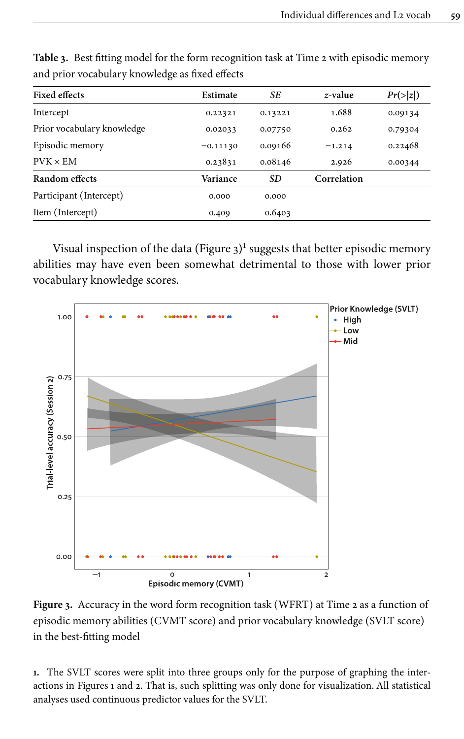**Table 3.** Best fitting model for the form recognition task at Time 2 with episodic memory and prior vocabulary knowledge as fixed effects

| Fixed effects | Estimate | *SE* | *z*-value | *Pr*(>\|*z*\|) |
|---|---|---|---|---|
| Intercept | 0.22321 | 0.13221 | 1.688 | 0.09134 |
| Prior vocabulary knowledge | 0.02033 | 0.07750 | 0.262 | 0.79304 |
| Episodic memory | −0.11130 | 0.09166 | −1.214 | 0.22468 |
| PVK × EM | 0.23831 | 0.08146 | 2.926 | 0.00344 |
| **Random effects** | **Variance** | ***SD*** | **Correlation** | |
| Participant (Intercept) | 0.000 | 0.000 | | |
| Item (Intercept) | 0.409 | 0.6403 | | |

Visual inspection of the data (Figure 3)[1] suggests that better episodic memory abilities may have even been somewhat detrimental to those with lower prior vocabulary knowledge scores.

**Figure 3.** Accuracy in the word form recognition task (WFRT) at Time 2 as a function of episodic memory abilities (CVMT score) and prior vocabulary knowledge (SVLT score) in the best-fitting model

1. The SVLT scores were split into three groups only for the purpose of graphing the interactions in Figures 1 and 2. That is, such splitting was only done for visualization. All statistical analyses used continuous predictor values for the SVLT.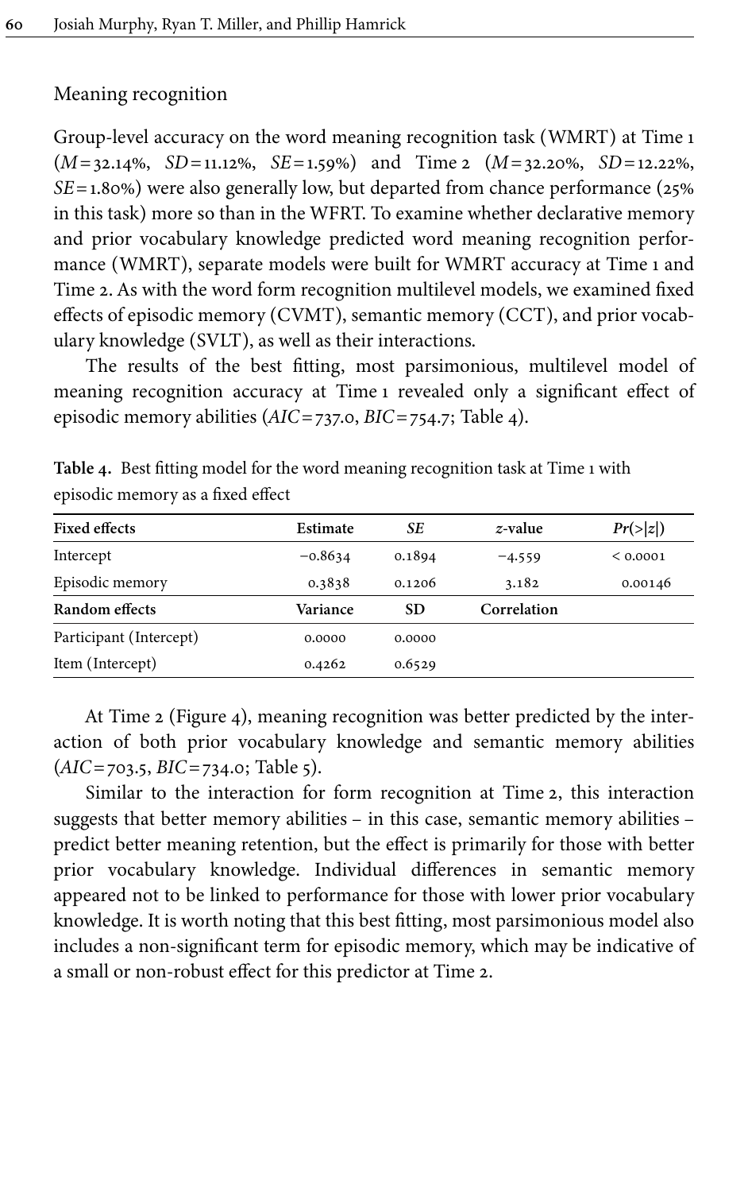### Meaning recognition

Group-level accuracy on the word meaning recognition task (WMRT) at Time 1 ($M$ = 32.14%, $SD$ = 11.12%, $SE$ = 1.59%) and Time 2 ($M$ = 32.20%, $SD$ = 12.22%, $SE$ = 1.80%) were also generally low, but departed from chance performance (25% in this task) more so than in the WFRT. To examine whether declarative memory and prior vocabulary knowledge predicted word meaning recognition performance (WMRT), separate models were built for WMRT accuracy at Time 1 and Time 2. As with the word form recognition multilevel models, we examined fixed effects of episodic memory (CVMT), semantic memory (CCT), and prior vocabulary knowledge (SVLT), as well as their interactions.

The results of the best fitting, most parsimonious, multilevel model of meaning recognition accuracy at Time 1 revealed only a significant effect of episodic memory abilities ($AIC$ = 737.0, $BIC$ = 754.7; Table 4).

**Table 4.** Best fitting model for the word meaning recognition task at Time 1 with episodic memory as a fixed effect

| **Fixed effects** | **Estimate** | ***SE*** | ***z*-value** | ***Pr*(>\|*z*\|)** |
|---|---|---|---|---|
| Intercept | −0.8634 | 0.1894 | −4.559 | < 0.0001 |
| Episodic memory | 0.3838 | 0.1206 | 3.182 | 0.00146 |
| **Random effects** | **Variance** | **SD** | **Correlation** | |
| Participant (Intercept) | 0.0000 | 0.0000 | | |
| Item (Intercept) | 0.4262 | 0.6529 | | |

At Time 2 (Figure 4), meaning recognition was better predicted by the interaction of both prior vocabulary knowledge and semantic memory abilities ($AIC$ = 703.5, $BIC$ = 734.0; Table 5).

Similar to the interaction for form recognition at Time 2, this interaction suggests that better memory abilities – in this case, semantic memory abilities – predict better meaning retention, but the effect is primarily for those with better prior vocabulary knowledge. Individual differences in semantic memory appeared not to be linked to performance for those with lower prior vocabulary knowledge. It is worth noting that this best fitting, most parsimonious model also includes a non-significant term for episodic memory, which may be indicative of a small or non-robust effect for this predictor at Time 2.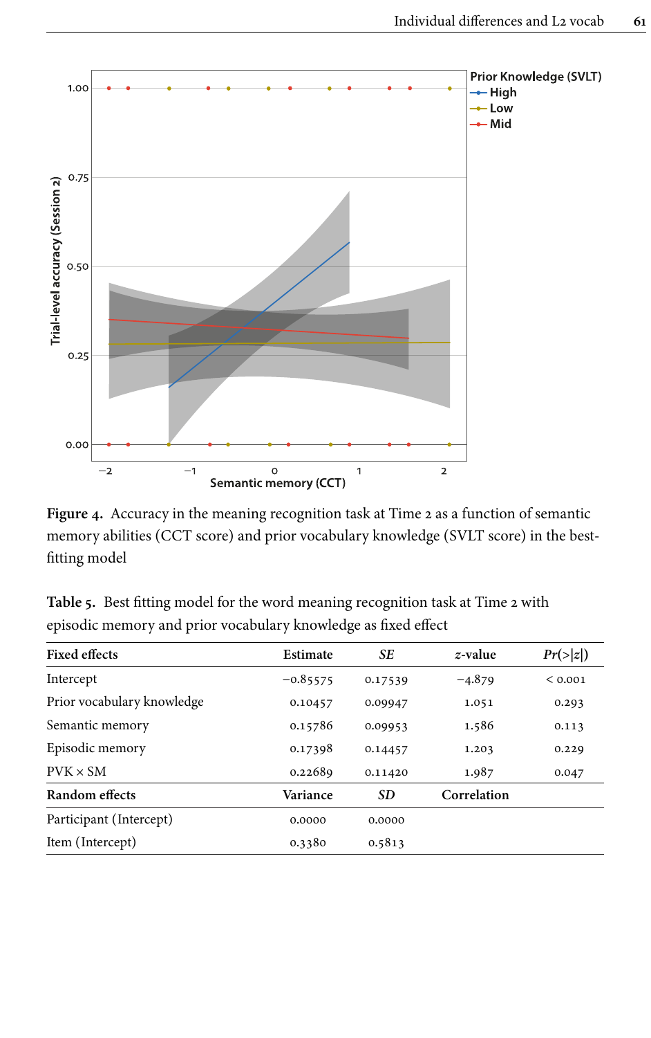**Figure 4.** Accuracy in the meaning recognition task at Time 2 as a function of semantic memory abilities (CCT score) and prior vocabulary knowledge (SVLT score) in the best-fitting model

**Table 5.** Best fitting model for the word meaning recognition task at Time 2 with episodic memory and prior vocabulary knowledge as fixed effect

| Fixed effects | Estimate | *SE* | *z*-value | *Pr*(>\|*z*\|) |
|---|---|---|---|---|
| Intercept | −0.85575 | 0.17539 | −4.879 | < 0.001 |
| Prior vocabulary knowledge | 0.10457 | 0.09947 | 1.051 | 0.293 |
| Semantic memory | 0.15786 | 0.09953 | 1.586 | 0.113 |
| Episodic memory | 0.17398 | 0.14457 | 1.203 | 0.229 |
| PVK × SM | 0.22689 | 0.11420 | 1.987 | 0.047 |
| **Random effects** | **Variance** | ***SD*** | **Correlation** | |
| Participant (Intercept) | 0.0000 | 0.0000 | | |
| Item (Intercept) | 0.3380 | 0.5813 | | |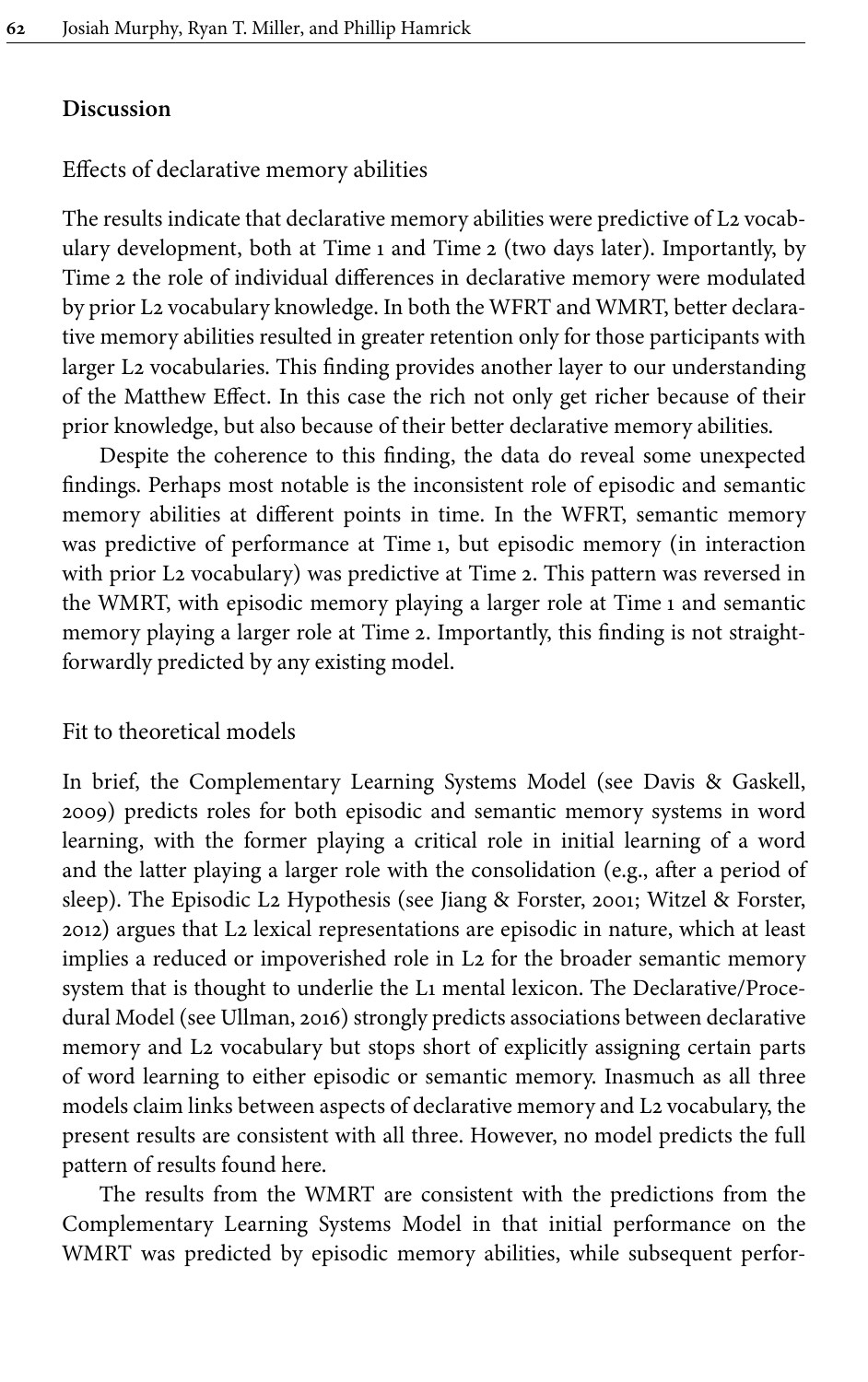## Discussion

### Effects of declarative memory abilities

The results indicate that declarative memory abilities were predictive of L2 vocabulary development, both at Time 1 and Time 2 (two days later). Importantly, by Time 2 the role of individual differences in declarative memory were modulated by prior L2 vocabulary knowledge. In both the WFRT and WMRT, better declarative memory abilities resulted in greater retention only for those participants with larger L2 vocabularies. This finding provides another layer to our understanding of the Matthew Effect. In this case the rich not only get richer because of their prior knowledge, but also because of their better declarative memory abilities.

Despite the coherence to this finding, the data do reveal some unexpected findings. Perhaps most notable is the inconsistent role of episodic and semantic memory abilities at different points in time. In the WFRT, semantic memory was predictive of performance at Time 1, but episodic memory (in interaction with prior L2 vocabulary) was predictive at Time 2. This pattern was reversed in the WMRT, with episodic memory playing a larger role at Time 1 and semantic memory playing a larger role at Time 2. Importantly, this finding is not straightforwardly predicted by any existing model.

### Fit to theoretical models

In brief, the Complementary Learning Systems Model (see Davis & Gaskell, 2009) predicts roles for both episodic and semantic memory systems in word learning, with the former playing a critical role in initial learning of a word and the latter playing a larger role with the consolidation (e.g., after a period of sleep). The Episodic L2 Hypothesis (see Jiang & Forster, 2001; Witzel & Forster, 2012) argues that L2 lexical representations are episodic in nature, which at least implies a reduced or impoverished role in L2 for the broader semantic memory system that is thought to underlie the L1 mental lexicon. The Declarative/Procedural Model (see Ullman, 2016) strongly predicts associations between declarative memory and L2 vocabulary but stops short of explicitly assigning certain parts of word learning to either episodic or semantic memory. Inasmuch as all three models claim links between aspects of declarative memory and L2 vocabulary, the present results are consistent with all three. However, no model predicts the full pattern of results found here.

The results from the WMRT are consistent with the predictions from the Complementary Learning Systems Model in that initial performance on the WMRT was predicted by episodic memory abilities, while subsequent perfor-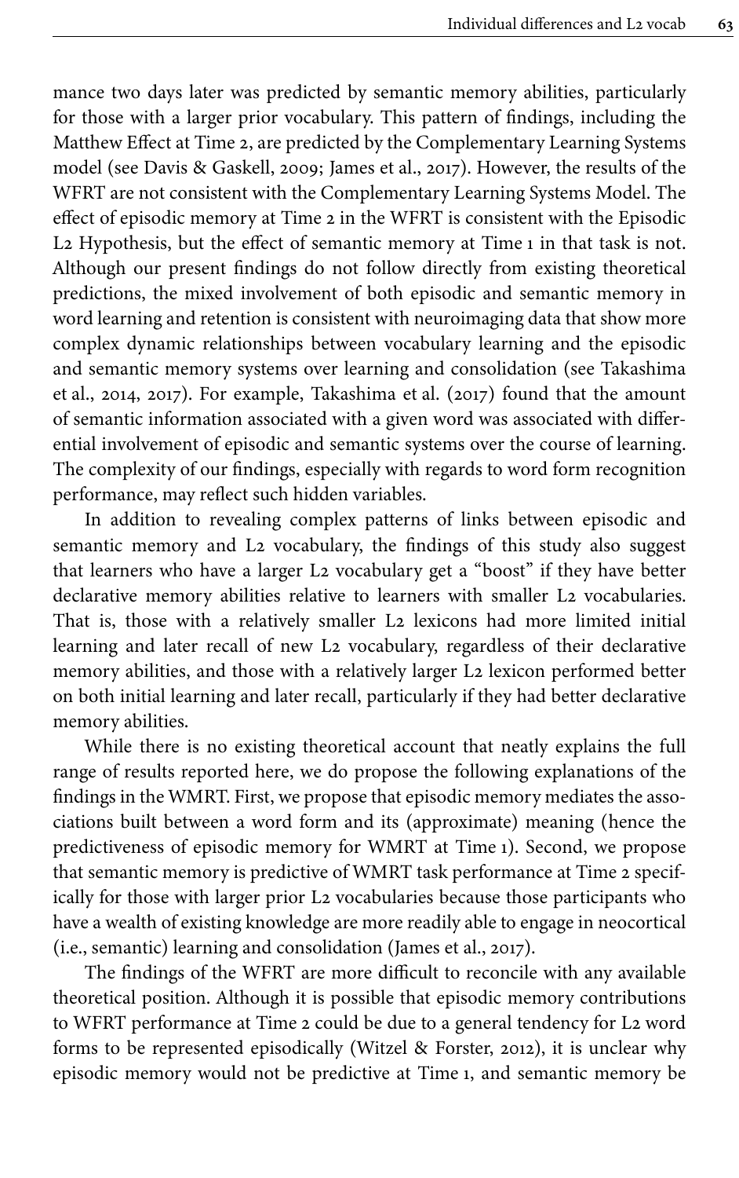mance two days later was predicted by semantic memory abilities, particularly for those with a larger prior vocabulary. This pattern of findings, including the Matthew Effect at Time 2, are predicted by the Complementary Learning Systems model (see Davis & Gaskell, 2009; James et al., 2017). However, the results of the WFRT are not consistent with the Complementary Learning Systems Model. The effect of episodic memory at Time 2 in the WFRT is consistent with the Episodic L2 Hypothesis, but the effect of semantic memory at Time 1 in that task is not. Although our present findings do not follow directly from existing theoretical predictions, the mixed involvement of both episodic and semantic memory in word learning and retention is consistent with neuroimaging data that show more complex dynamic relationships between vocabulary learning and the episodic and semantic memory systems over learning and consolidation (see Takashima et al., 2014, 2017). For example, Takashima et al. (2017) found that the amount of semantic information associated with a given word was associated with differential involvement of episodic and semantic systems over the course of learning. The complexity of our findings, especially with regards to word form recognition performance, may reflect such hidden variables.

In addition to revealing complex patterns of links between episodic and semantic memory and L2 vocabulary, the findings of this study also suggest that learners who have a larger L2 vocabulary get a "boost" if they have better declarative memory abilities relative to learners with smaller L2 vocabularies. That is, those with a relatively smaller L2 lexicons had more limited initial learning and later recall of new L2 vocabulary, regardless of their declarative memory abilities, and those with a relatively larger L2 lexicon performed better on both initial learning and later recall, particularly if they had better declarative memory abilities.

While there is no existing theoretical account that neatly explains the full range of results reported here, we do propose the following explanations of the findings in the WMRT. First, we propose that episodic memory mediates the associations built between a word form and its (approximate) meaning (hence the predictiveness of episodic memory for WMRT at Time 1). Second, we propose that semantic memory is predictive of WMRT task performance at Time 2 specifically for those with larger prior L2 vocabularies because those participants who have a wealth of existing knowledge are more readily able to engage in neocortical (i.e., semantic) learning and consolidation (James et al., 2017).

The findings of the WFRT are more difficult to reconcile with any available theoretical position. Although it is possible that episodic memory contributions to WFRT performance at Time 2 could be due to a general tendency for L2 word forms to be represented episodically (Witzel & Forster, 2012), it is unclear why episodic memory would not be predictive at Time 1, and semantic memory be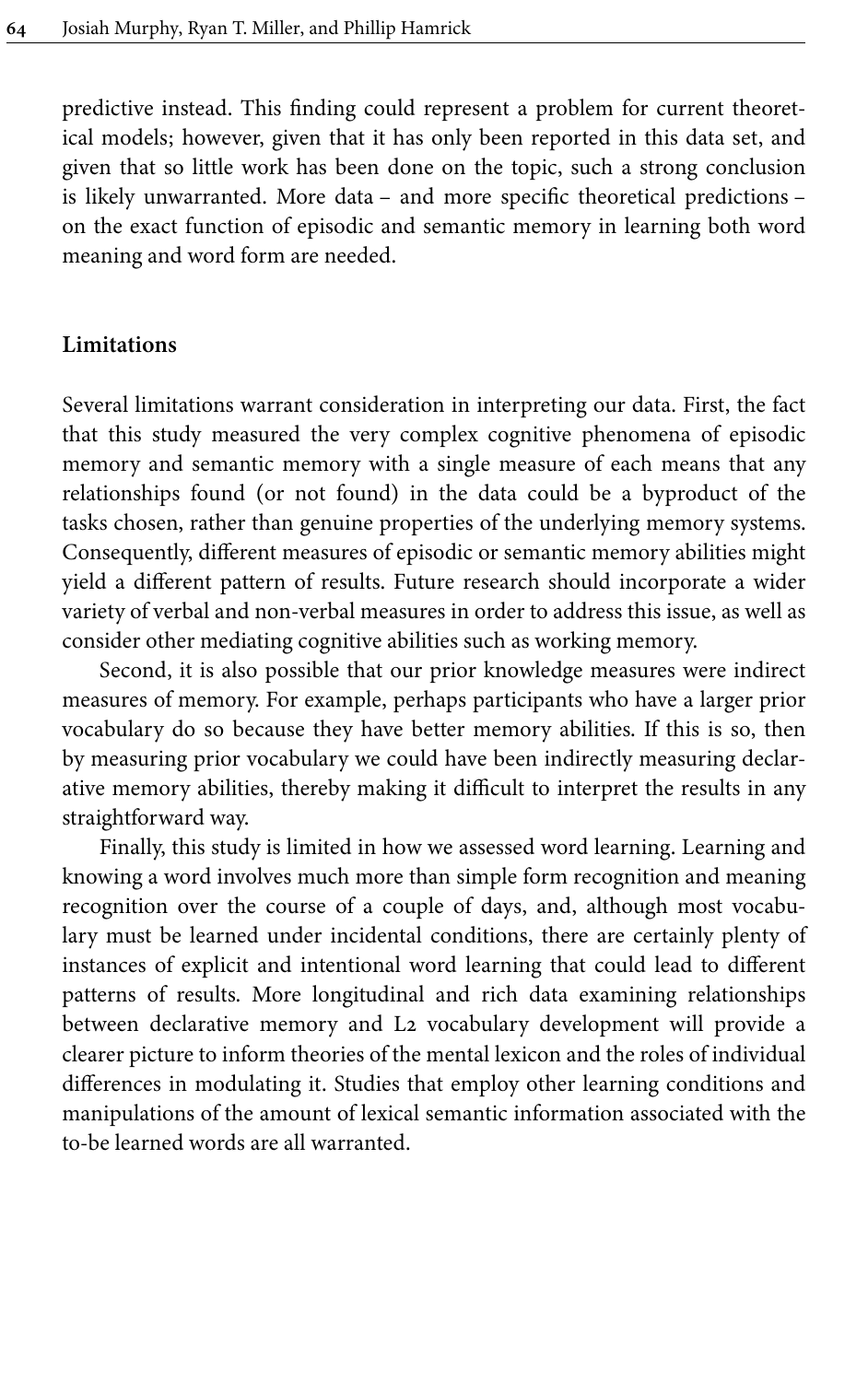predictive instead. This finding could represent a problem for current theoretical models; however, given that it has only been reported in this data set, and given that so little work has been done on the topic, such a strong conclusion is likely unwarranted. More data – and more specific theoretical predictions – on the exact function of episodic and semantic memory in learning both word meaning and word form are needed.

## Limitations

Several limitations warrant consideration in interpreting our data. First, the fact that this study measured the very complex cognitive phenomena of episodic memory and semantic memory with a single measure of each means that any relationships found (or not found) in the data could be a byproduct of the tasks chosen, rather than genuine properties of the underlying memory systems. Consequently, different measures of episodic or semantic memory abilities might yield a different pattern of results. Future research should incorporate a wider variety of verbal and non-verbal measures in order to address this issue, as well as consider other mediating cognitive abilities such as working memory.

Second, it is also possible that our prior knowledge measures were indirect measures of memory. For example, perhaps participants who have a larger prior vocabulary do so because they have better memory abilities. If this is so, then by measuring prior vocabulary we could have been indirectly measuring declarative memory abilities, thereby making it difficult to interpret the results in any straightforward way.

Finally, this study is limited in how we assessed word learning. Learning and knowing a word involves much more than simple form recognition and meaning recognition over the course of a couple of days, and, although most vocabulary must be learned under incidental conditions, there are certainly plenty of instances of explicit and intentional word learning that could lead to different patterns of results. More longitudinal and rich data examining relationships between declarative memory and L2 vocabulary development will provide a clearer picture to inform theories of the mental lexicon and the roles of individual differences in modulating it. Studies that employ other learning conditions and manipulations of the amount of lexical semantic information associated with the to-be learned words are all warranted.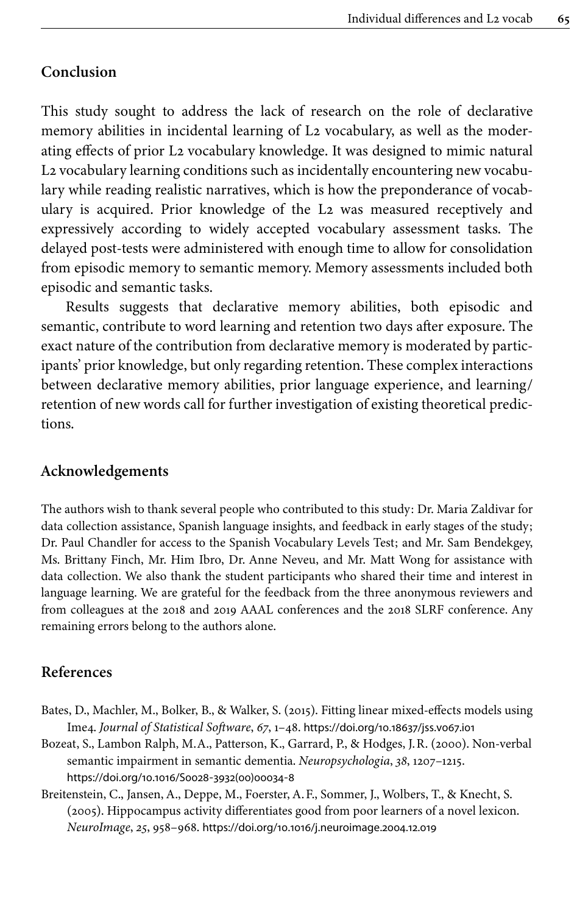## Conclusion

This study sought to address the lack of research on the role of declarative memory abilities in incidental learning of L2 vocabulary, as well as the moderating effects of prior L2 vocabulary knowledge. It was designed to mimic natural L2 vocabulary learning conditions such as incidentally encountering new vocabulary while reading realistic narratives, which is how the preponderance of vocabulary is acquired. Prior knowledge of the L2 was measured receptively and expressively according to widely accepted vocabulary assessment tasks. The delayed post-tests were administered with enough time to allow for consolidation from episodic memory to semantic memory. Memory assessments included both episodic and semantic tasks.

Results suggests that declarative memory abilities, both episodic and semantic, contribute to word learning and retention two days after exposure. The exact nature of the contribution from declarative memory is moderated by participants' prior knowledge, but only regarding retention. These complex interactions between declarative memory abilities, prior language experience, and learning/retention of new words call for further investigation of existing theoretical predictions.

## Acknowledgements

The authors wish to thank several people who contributed to this study: Dr. Maria Zaldivar for data collection assistance, Spanish language insights, and feedback in early stages of the study; Dr. Paul Chandler for access to the Spanish Vocabulary Levels Test; and Mr. Sam Bendekgey, Ms. Brittany Finch, Mr. Him Ibro, Dr. Anne Neveu, and Mr. Matt Wong for assistance with data collection. We also thank the student participants who shared their time and interest in language learning. We are grateful for the feedback from the three anonymous reviewers and from colleagues at the 2018 and 2019 AAAL conferences and the 2018 SLRF conference. Any remaining errors belong to the authors alone.

## References

Bates, D., Machler, M., Bolker, B., & Walker, S. (2015). Fitting linear mixed-effects models using lme4. *Journal of Statistical Software*, *67*, 1–48. https://doi.org/10.18637/jss.v067.i01

Bozeat, S., Lambon Ralph, M.A., Patterson, K., Garrard, P., & Hodges, J.R. (2000). Non-verbal semantic impairment in semantic dementia. *Neuropsychologia*, *38*, 1207–1215. https://doi.org/10.1016/S0028-3932(00)00034-8

Breitenstein, C., Jansen, A., Deppe, M., Foerster, A.F., Sommer, J., Wolbers, T., & Knecht, S. (2005). Hippocampus activity differentiates good from poor learners of a novel lexicon. *NeuroImage*, *25*, 958–968. https://doi.org/10.1016/j.neuroimage.2004.12.019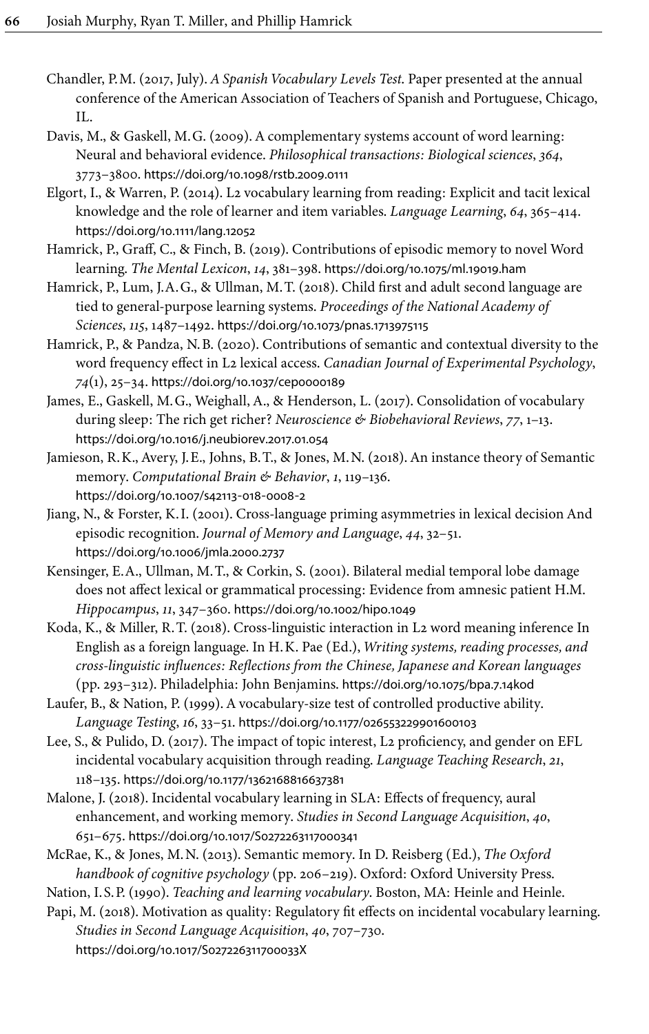Chandler, P.M. (2017, July). *A Spanish Vocabulary Levels Test*. Paper presented at the annual conference of the American Association of Teachers of Spanish and Portuguese, Chicago, IL.

Davis, M., & Gaskell, M.G. (2009). A complementary systems account of word learning: Neural and behavioral evidence. *Philosophical transactions: Biological sciences*, *364*, 3773–3800. https://doi.org/10.1098/rstb.2009.0111

Elgort, I., & Warren, P. (2014). L2 vocabulary learning from reading: Explicit and tacit lexical knowledge and the role of learner and item variables. *Language Learning*, *64*, 365–414. https://doi.org/10.1111/lang.12052

Hamrick, P., Graff, C., & Finch, B. (2019). Contributions of episodic memory to novel Word learning. *The Mental Lexicon*, *14*, 381–398. https://doi.org/10.1075/ml.19019.ham

Hamrick, P., Lum, J.A.G., & Ullman, M.T. (2018). Child first and adult second language are tied to general-purpose learning systems. *Proceedings of the National Academy of Sciences*, *115*, 1487–1492. https://doi.org/10.1073/pnas.1713975115

Hamrick, P., & Pandza, N.B. (2020). Contributions of semantic and contextual diversity to the word frequency effect in L2 lexical access. *Canadian Journal of Experimental Psychology*, *74*(1), 25–34. https://doi.org/10.1037/cep0000189

James, E., Gaskell, M.G., Weighall, A., & Henderson, L. (2017). Consolidation of vocabulary during sleep: The rich get richer? *Neuroscience & Biobehavioral Reviews*, *77*, 1–13. https://doi.org/10.1016/j.neubiorev.2017.01.054

Jamieson, R.K., Avery, J.E., Johns, B.T., & Jones, M.N. (2018). An instance theory of Semantic memory. *Computational Brain & Behavior*, *1*, 119–136. https://doi.org/10.1007/s42113-018-0008-2

Jiang, N., & Forster, K.I. (2001). Cross-language priming asymmetries in lexical decision And episodic recognition. *Journal of Memory and Language*, *44*, 32–51. https://doi.org/10.1006/jmla.2000.2737

Kensinger, E.A., Ullman, M.T., & Corkin, S. (2001). Bilateral medial temporal lobe damage does not affect lexical or grammatical processing: Evidence from amnesic patient H.M. *Hippocampus*, *11*, 347–360. https://doi.org/10.1002/hipo.1049

Koda, K., & Miller, R.T. (2018). Cross-linguistic interaction in L2 word meaning inference In English as a foreign language. In H.K. Pae (Ed.), *Writing systems, reading processes, and cross-linguistic influences: Reflections from the Chinese, Japanese and Korean languages* (pp. 293–312). Philadelphia: John Benjamins. https://doi.org/10.1075/bpa.7.14kod

Laufer, B., & Nation, P. (1999). A vocabulary-size test of controlled productive ability. *Language Testing*, *16*, 33–51. https://doi.org/10.1177/026553229901600103

Lee, S., & Pulido, D. (2017). The impact of topic interest, L2 proficiency, and gender on EFL incidental vocabulary acquisition through reading. *Language Teaching Research*, *21*, 118–135. https://doi.org/10.1177/1362168816637381

Malone, J. (2018). Incidental vocabulary learning in SLA: Effects of frequency, aural enhancement, and working memory. *Studies in Second Language Acquisition*, *40*, 651–675. https://doi.org/10.1017/S0272263117000341

McRae, K., & Jones, M.N. (2013). Semantic memory. In D. Reisberg (Ed.), *The Oxford handbook of cognitive psychology* (pp. 206–219). Oxford: Oxford University Press.

Nation, I.S.P. (1990). *Teaching and learning vocabulary*. Boston, MA: Heinle and Heinle.

Papi, M. (2018). Motivation as quality: Regulatory fit effects on incidental vocabulary learning. *Studies in Second Language Acquisition*, *40*, 707–730. https://doi.org/10.1017/S027226311700033X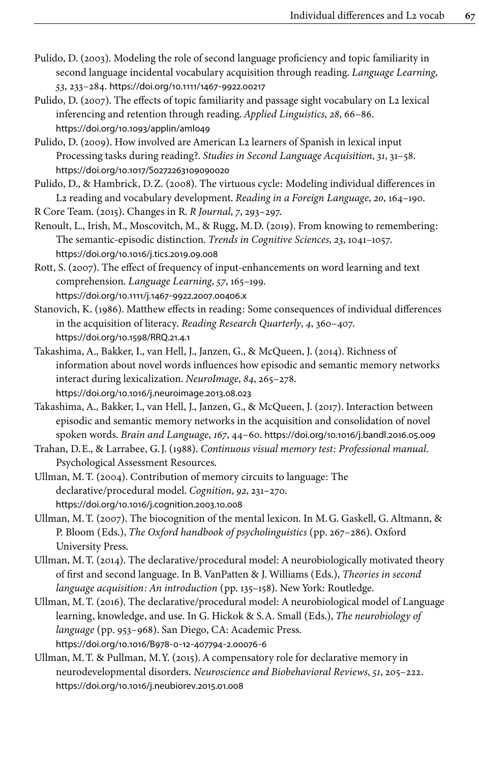Pulido, D. (2003). Modeling the role of second language proficiency and topic familiarity in second language incidental vocabulary acquisition through reading. *Language Learning*, *53*, 233–284. https://doi.org/10.1111/1467-9922.00217

Pulido, D. (2007). The effects of topic familiarity and passage sight vocabulary on L2 lexical inferencing and retention through reading. *Applied Linguistics*, *28*, 66–86. https://doi.org/10.1093/applin/aml049

Pulido, D. (2009). How involved are American L2 learners of Spanish in lexical input Processing tasks during reading?. *Studies in Second Language Acquisition*, *31*, 31–58. https://doi.org/10.1017/S0272263109090020

Pulido, D., & Hambrick, D. Z. (2008). The virtuous cycle: Modeling individual differences in L2 reading and vocabulary development. *Reading in a Foreign Language*, *20*, 164–190.

R Core Team. (2015). Changes in R. *R Journal*, *7*, 293–297.

Renoult, L., Irish, M., Moscovitch, M., & Rugg, M. D. (2019). From knowing to remembering: The semantic-episodic distinction. *Trends in Cognitive Sciences*, *23*, 1041–1057. https://doi.org/10.1016/j.tics.2019.09.008

Rott, S. (2007). The effect of frequency of input-enhancements on word learning and text comprehension. *Language Learning*, *57*, 165–199. https://doi.org/10.1111/j.1467-9922.2007.00406.x

Stanovich, K. (1986). Matthew effects in reading: Some consequences of individual differences in the acquisition of literacy. *Reading Research Quarterly*, *4*, 360–407. https://doi.org/10.1598/RRQ.21.4.1

Takashima, A., Bakker, I., van Hell, J., Janzen, G., & McQueen, J. (2014). Richness of information about novel words influences how episodic and semantic memory networks interact during lexicalization. *NeuroImage*, *84*, 265–278. https://doi.org/10.1016/j.neuroimage.2013.08.023

Takashima, A., Bakker, I., van Hell, J., Janzen, G., & McQueen, J. (2017). Interaction between episodic and semantic memory networks in the acquisition and consolidation of novel spoken words. *Brain and Language*, *167*, 44–60. https://doi.org/10.1016/j.bandl.2016.05.009

Trahan, D. E., & Larrabee, G. J. (1988). *Continuous visual memory test: Professional manual*. Psychological Assessment Resources.

Ullman, M. T. (2004). Contribution of memory circuits to language: The declarative/procedural model. *Cognition*, *92*, 231–270. https://doi.org/10.1016/j.cognition.2003.10.008

Ullman, M. T. (2007). The biocognition of the mental lexicon. In M. G. Gaskell, G. Altmann, & P. Bloom (Eds.), *The Oxford handbook of psycholinguistics* (pp. 267–286). Oxford University Press.

Ullman, M. T. (2014). The declarative/procedural model: A neurobiologically motivated theory of first and second language. In B. VanPatten & J. Williams (Eds.), *Theories in second language acquisition: An introduction* (pp. 135–158). New York: Routledge.

Ullman, M. T. (2016). The declarative/procedural model: A neurobiological model of Language learning, knowledge, and use. In G. Hickok & S. A. Small (Eds.), *The neurobiology of language* (pp. 953–968). San Diego, CA: Academic Press. https://doi.org/10.1016/B978-0-12-407794-2.00076-6

Ullman, M. T. & Pullman, M. Y. (2015). A compensatory role for declarative memory in neurodevelopmental disorders. *Neuroscience and Biobehavioral Reviews*, *51*, 205–222. https://doi.org/10.1016/j.neubiorev.2015.01.008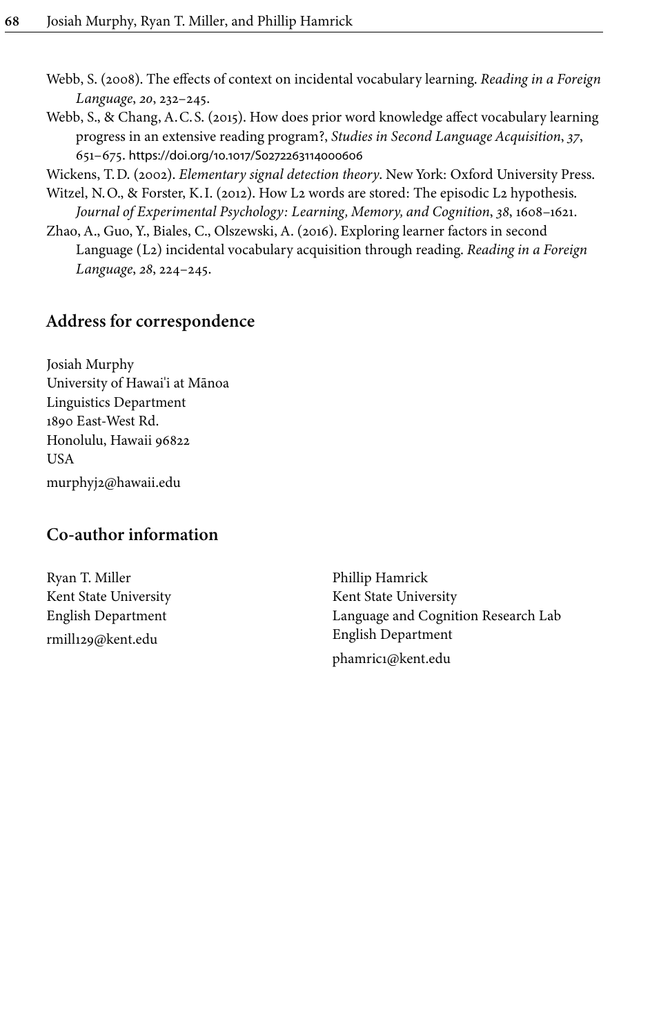Webb, S. (2008). The effects of context on incidental vocabulary learning. *Reading in a Foreign Language*, *20*, 232–245.

Webb, S., & Chang, A.C.S. (2015). How does prior word knowledge affect vocabulary learning progress in an extensive reading program?, *Studies in Second Language Acquisition*, *37*, 651–675. https://doi.org/10.1017/S0272263114000606

Wickens, T.D. (2002). *Elementary signal detection theory*. New York: Oxford University Press.

Witzel, N.O., & Forster, K.I. (2012). How L2 words are stored: The episodic L2 hypothesis. *Journal of Experimental Psychology: Learning, Memory, and Cognition*, *38*, 1608–1621.

Zhao, A., Guo, Y., Biales, C., Olszewski, A. (2016). Exploring learner factors in second Language (L2) incidental vocabulary acquisition through reading. *Reading in a Foreign Language*, *28*, 224–245.

## Address for correspondence

Josiah Murphy
University of Hawai'i at Mānoa
Linguistics Department
1890 East-West Rd.
Honolulu, Hawaii 96822
USA
murphyj2@hawaii.edu

## Co-author information

Ryan T. Miller
Kent State University
English Department
rmill129@kent.edu

Phillip Hamrick
Kent State University
Language and Cognition Research Lab
English Department
phamric1@kent.edu